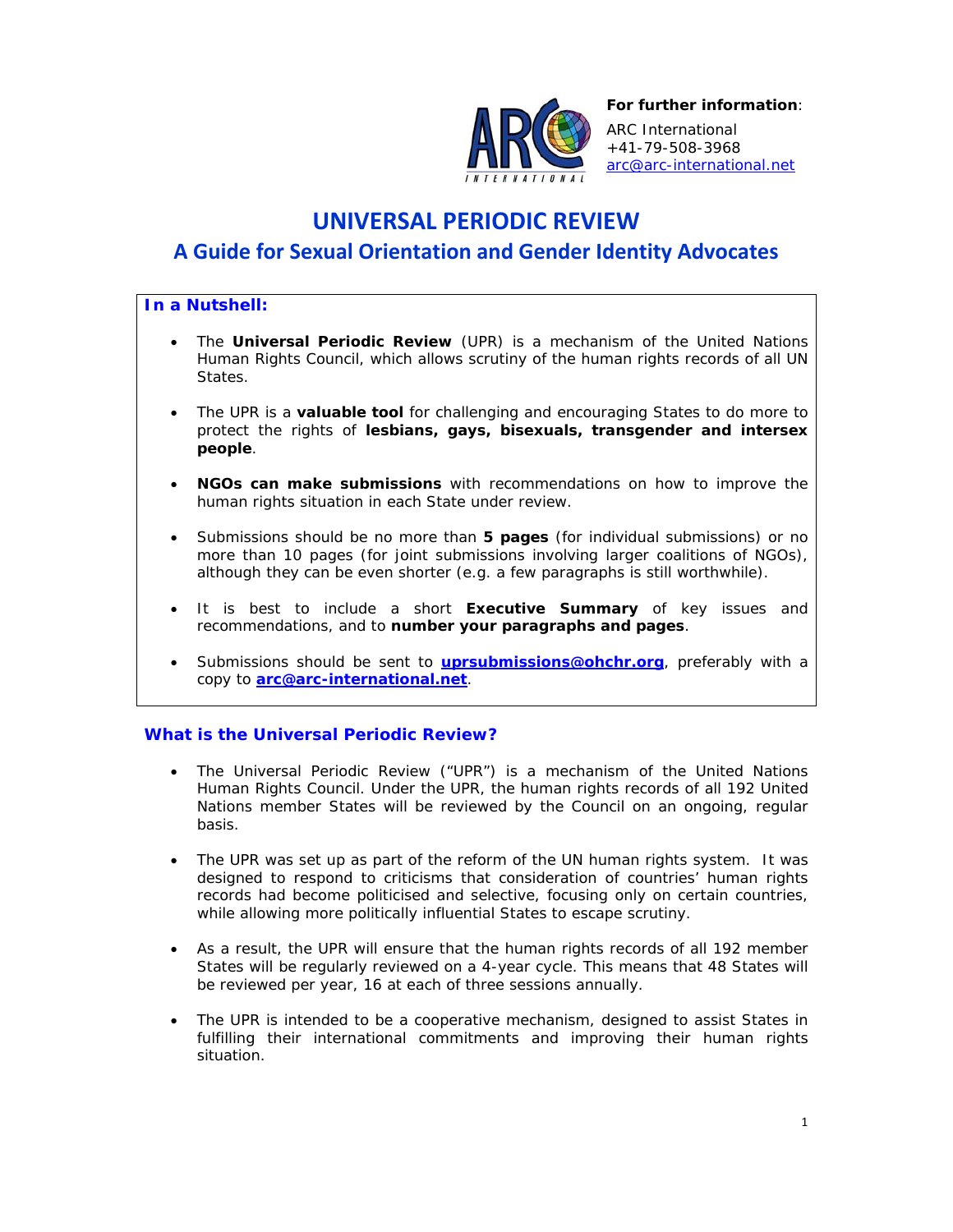**For further information**:

ARC International
+41-79-508-3968
arc@arc-international.net

# UNIVERSAL PERIODIC REVIEW

## A Guide for Sexual Orientation and Gender Identity Advocates

### In a Nutshell:

- The **Universal Periodic Review** (UPR) is a mechanism of the United Nations Human Rights Council, which allows scrutiny of the human rights records of all UN States.
- The UPR is a **valuable tool** for challenging and encouraging States to do more to protect the rights of **lesbians, gays, bisexuals, transgender and intersex people**.
- **NGOs can make submissions** with recommendations on how to improve the human rights situation in each State under review.
- Submissions should be no more than **5 pages** (for individual submissions) or no more than 10 pages (for joint submissions involving larger coalitions of NGOs), although they can be even shorter (e.g. a few paragraphs is still worthwhile).
- It is best to include a short **Executive Summary** of key issues and recommendations, and to **number your paragraphs and pages**.
- Submissions should be sent to **uprsubmissions@ohchr.org**, preferably with a copy to **arc@arc-international.net**.

### What is the Universal Periodic Review?

- The Universal Periodic Review ("UPR") is a mechanism of the United Nations Human Rights Council. Under the UPR, the human rights records of all 192 United Nations member States will be reviewed by the Council on an ongoing, regular basis.
- The UPR was set up as part of the reform of the UN human rights system. It was designed to respond to criticisms that consideration of countries' human rights records had become politicised and selective, focusing only on certain countries, while allowing more politically influential States to escape scrutiny.
- As a result, the UPR will ensure that the human rights records of all 192 member States will be regularly reviewed on a 4-year cycle. This means that 48 States will be reviewed per year, 16 at each of three sessions annually.
- The UPR is intended to be a cooperative mechanism, designed to assist States in fulfilling their international commitments and improving their human rights situation.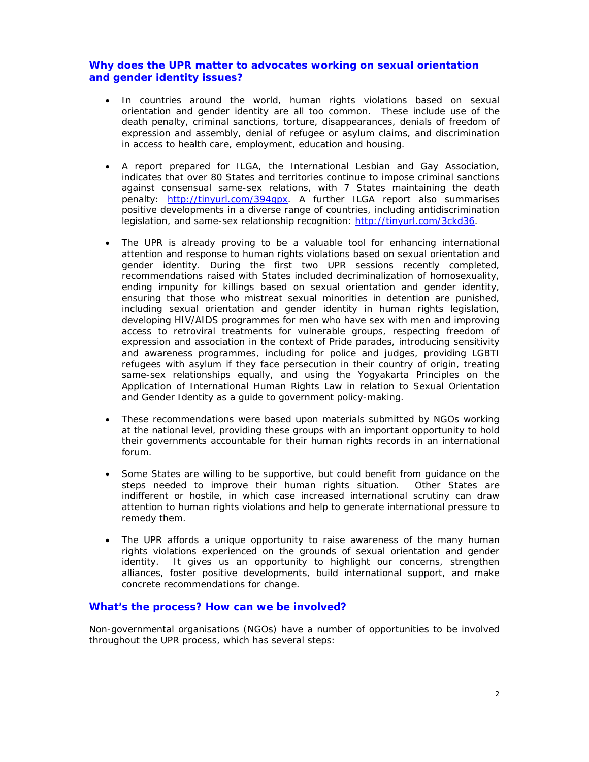## Why does the UPR matter to advocates working on sexual orientation and gender identity issues?

- In countries around the world, human rights violations based on sexual orientation and gender identity are all too common. These include use of the death penalty, criminal sanctions, torture, disappearances, denials of freedom of expression and assembly, denial of refugee or asylum claims, and discrimination in access to health care, employment, education and housing.

- A report prepared for ILGA, the International Lesbian and Gay Association, indicates that over 80 States and territories continue to impose criminal sanctions against consensual same-sex relations, with 7 States maintaining the death penalty: [http://tinyurl.com/394gpx](http://tinyurl.com/394gpx). A further ILGA report also summarises positive developments in a diverse range of countries, including antidiscrimination legislation, and same-sex relationship recognition: [http://tinyurl.com/3ckd36](http://tinyurl.com/3ckd36).

- The UPR is already proving to be a valuable tool for enhancing international attention and response to human rights violations based on sexual orientation and gender identity. During the first two UPR sessions recently completed, recommendations raised with States included decriminalization of homosexuality, ending impunity for killings based on sexual orientation and gender identity, ensuring that those who mistreat sexual minorities in detention are punished, including sexual orientation and gender identity in human rights legislation, developing HIV/AIDS programmes for men who have sex with men and improving access to retroviral treatments for vulnerable groups, respecting freedom of expression and association in the context of Pride parades, introducing sensitivity and awareness programmes, including for police and judges, providing LGBTI refugees with asylum if they face persecution in their country of origin, treating same-sex relationships equally, and using the Yogyakarta Principles on the Application of International Human Rights Law in relation to Sexual Orientation and Gender Identity as a guide to government policy-making.

- These recommendations were based upon materials submitted by NGOs working at the national level, providing these groups with an important opportunity to hold their governments accountable for their human rights records in an international forum.

- Some States are willing to be supportive, but could benefit from guidance on the steps needed to improve their human rights situation. Other States are indifferent or hostile, in which case increased international scrutiny can draw attention to human rights violations and help to generate international pressure to remedy them.

- The UPR affords a unique opportunity to raise awareness of the many human rights violations experienced on the grounds of sexual orientation and gender identity. It gives us an opportunity to highlight our concerns, strengthen alliances, foster positive developments, build international support, and make concrete recommendations for change.

## What's the process? How can we be involved?

Non-governmental organisations (NGOs) have a number of opportunities to be involved throughout the UPR process, which has several steps: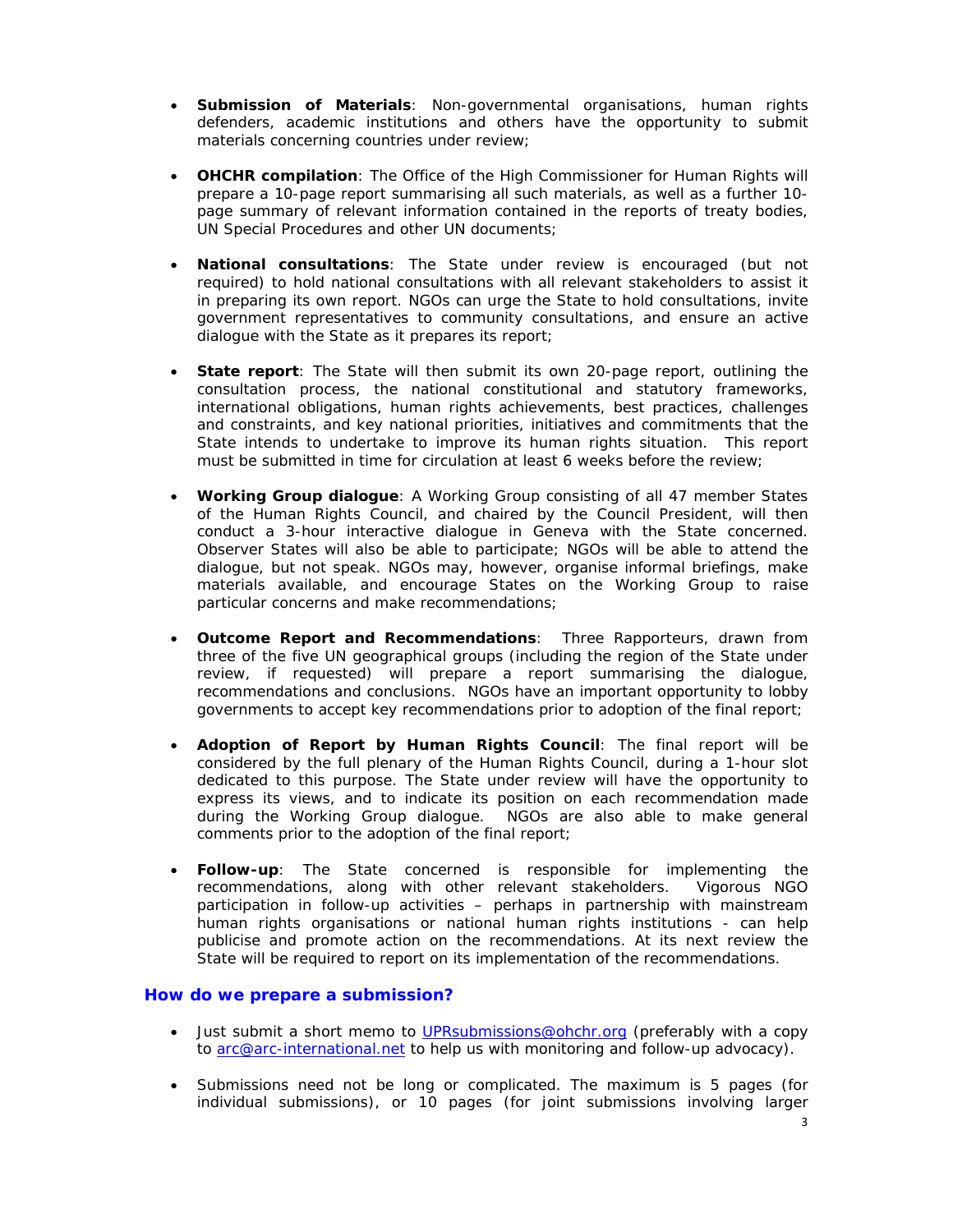- **Submission of Materials**: Non-governmental organisations, human rights defenders, academic institutions and others have the opportunity to submit materials concerning countries under review;

- **OHCHR compilation**: The Office of the High Commissioner for Human Rights will prepare a 10-page report summarising all such materials, as well as a further 10-page summary of relevant information contained in the reports of treaty bodies, UN Special Procedures and other UN documents;

- **National consultations**: The State under review is encouraged (but not required) to hold national consultations with all relevant stakeholders to assist it in preparing its own report. NGOs can urge the State to hold consultations, invite government representatives to community consultations, and ensure an active dialogue with the State as it prepares its report;

- **State report**: The State will then submit its own 20-page report, outlining the consultation process, the national constitutional and statutory frameworks, international obligations, human rights achievements, best practices, challenges and constraints, and key national priorities, initiatives and commitments that the State intends to undertake to improve its human rights situation. This report must be submitted in time for circulation at least 6 weeks before the review;

- **Working Group dialogue**: A Working Group consisting of all 47 member States of the Human Rights Council, and chaired by the Council President, will then conduct a 3-hour interactive dialogue in Geneva with the State concerned. Observer States will also be able to participate; NGOs will be able to attend the dialogue, but not speak. NGOs may, however, organise informal briefings, make materials available, and encourage States on the Working Group to raise particular concerns and make recommendations;

- **Outcome Report and Recommendations**: Three Rapporteurs, drawn from three of the five UN geographical groups (including the region of the State under review, if requested) will prepare a report summarising the dialogue, recommendations and conclusions. NGOs have an important opportunity to lobby governments to accept key recommendations prior to adoption of the final report;

- **Adoption of Report by Human Rights Council**: The final report will be considered by the full plenary of the Human Rights Council, during a 1-hour slot dedicated to this purpose. The State under review will have the opportunity to express its views, and to indicate its position on each recommendation made during the Working Group dialogue. NGOs are also able to make general comments prior to the adoption of the final report;

- **Follow-up**: The State concerned is responsible for implementing the recommendations, along with other relevant stakeholders. Vigorous NGO participation in follow-up activities – perhaps in partnership with mainstream human rights organisations or national human rights institutions - can help publicise and promote action on the recommendations. At its next review the State will be required to report on its implementation of the recommendations.

### How do we prepare a submission?

- Just submit a short memo to [UPRsubmissions@ohchr.org](mailto:UPRsubmissions@ohchr.org) (preferably with a copy to [arc@arc-international.net](mailto:arc@arc-international.net) to help us with monitoring and follow-up advocacy).

- Submissions need not be long or complicated. The maximum is 5 pages (for individual submissions), or 10 pages (for joint submissions involving larger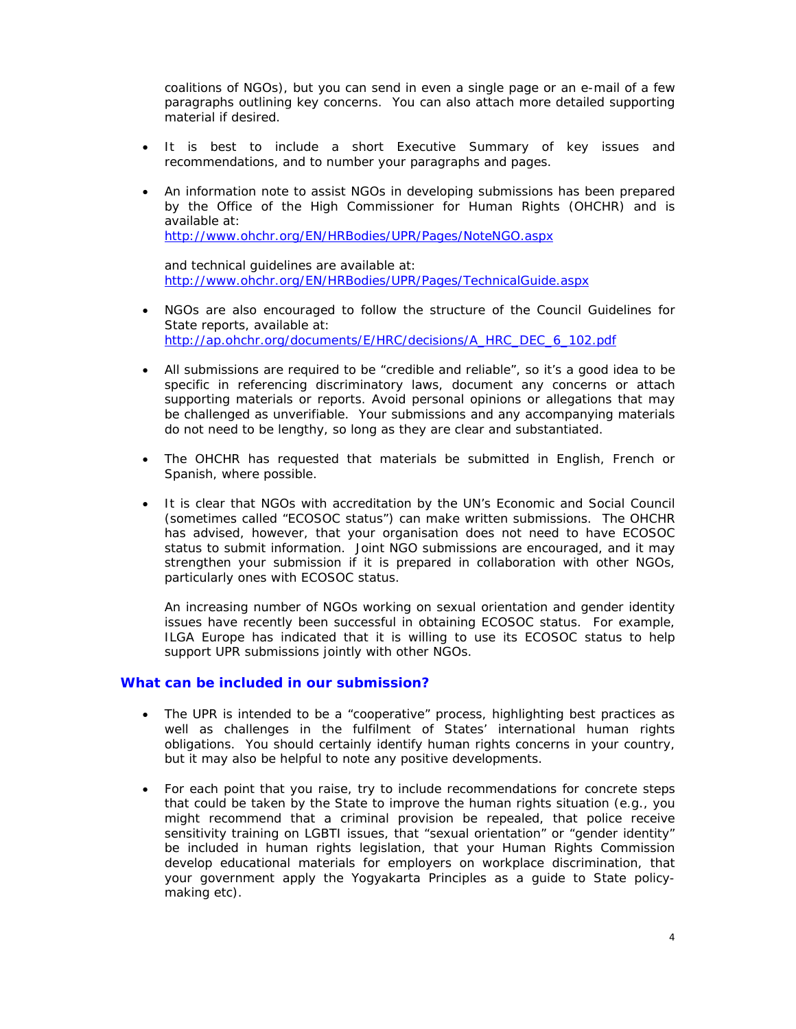coalitions of NGOs), but you can send in even a single page or an e-mail of a few paragraphs outlining key concerns. You can also attach more detailed supporting material if desired.

- It is best to include a short Executive Summary of key issues and recommendations, and to number your paragraphs and pages.

- An information note to assist NGOs in developing submissions has been prepared by the Office of the High Commissioner for Human Rights (OHCHR) and is available at:
  http://www.ohchr.org/EN/HRBodies/UPR/Pages/NoteNGO.aspx

  and technical guidelines are available at:
  http://www.ohchr.org/EN/HRBodies/UPR/Pages/TechnicalGuide.aspx

- NGOs are also encouraged to follow the structure of the Council Guidelines for State reports, available at:
  http://ap.ohchr.org/documents/E/HRC/decisions/A_HRC_DEC_6_102.pdf

- All submissions are required to be "credible and reliable", so it's a good idea to be specific in referencing discriminatory laws, document any concerns or attach supporting materials or reports. Avoid personal opinions or allegations that may be challenged as unverifiable. Your submissions and any accompanying materials do not need to be lengthy, so long as they are clear and substantiated.

- The OHCHR has requested that materials be submitted in English, French or Spanish, where possible.

- It is clear that NGOs with accreditation by the UN's Economic and Social Council (sometimes called "ECOSOC status") can make written submissions. The OHCHR has advised, however, that your organisation does not need to have ECOSOC status to submit information. Joint NGO submissions are encouraged, and it may strengthen your submission if it is prepared in collaboration with other NGOs, particularly ones with ECOSOC status.

  An increasing number of NGOs working on sexual orientation and gender identity issues have recently been successful in obtaining ECOSOC status. For example, ILGA Europe has indicated that it is willing to use its ECOSOC status to help support UPR submissions jointly with other NGOs.

## What can be included in our submission?

- The UPR is intended to be a "cooperative" process, highlighting best practices as well as challenges in the fulfilment of States' international human rights obligations. You should certainly identify human rights concerns in your country, but it may also be helpful to note any positive developments.

- For each point that you raise, try to include recommendations for concrete steps that could be taken by the State to improve the human rights situation (e.g., you might recommend that a criminal provision be repealed, that police receive sensitivity training on LGBTI issues, that "sexual orientation" or "gender identity" be included in human rights legislation, that your Human Rights Commission develop educational materials for employers on workplace discrimination, that your government apply the Yogyakarta Principles as a guide to State policy-making etc).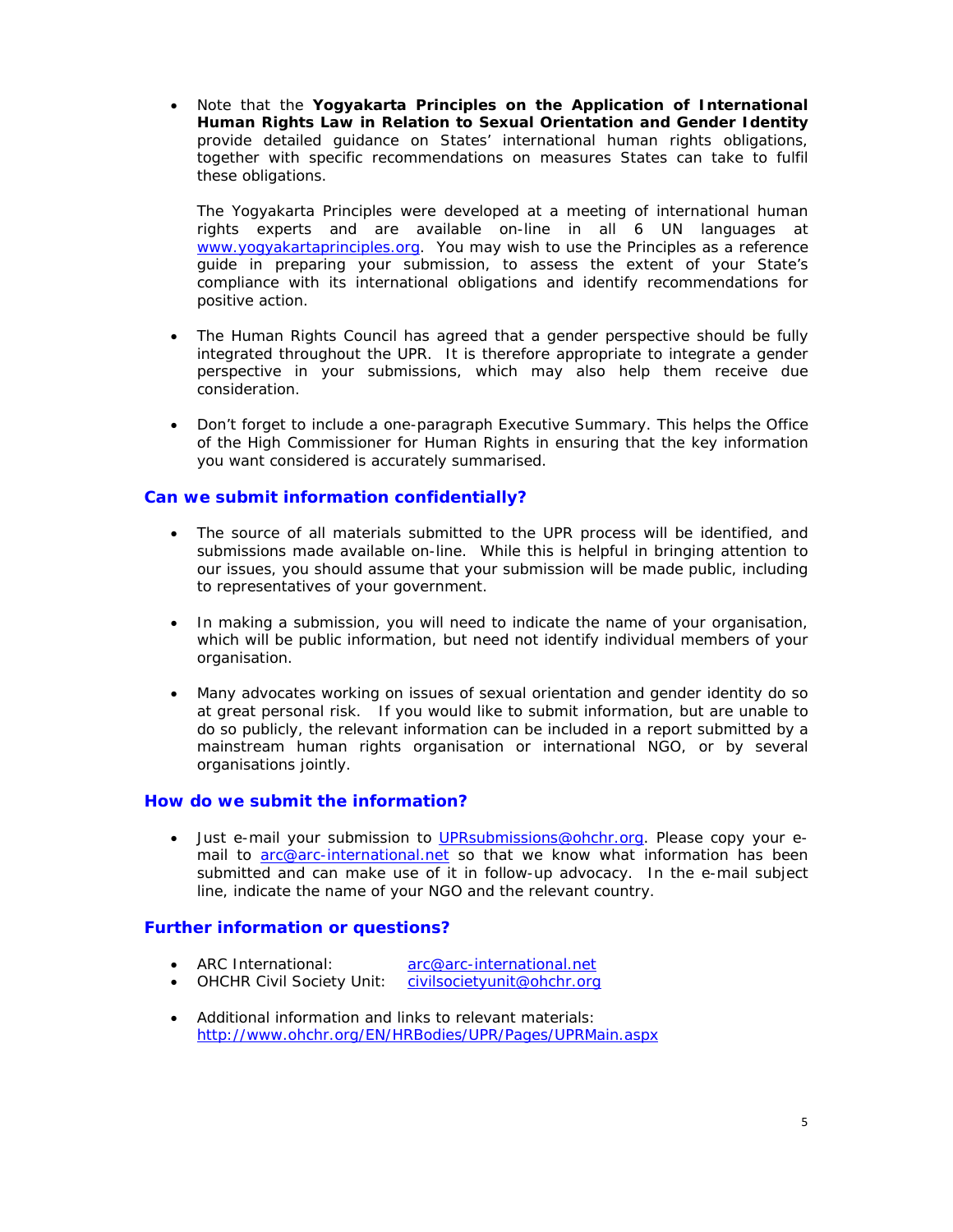- Note that the **Yogyakarta Principles on the Application of International Human Rights Law in Relation to Sexual Orientation and Gender Identity** provide detailed guidance on States' international human rights obligations, together with specific recommendations on measures States can take to fulfil these obligations.

  The Yogyakarta Principles were developed at a meeting of international human rights experts and are available on-line in all 6 UN languages at www.yogyakartaprinciples.org. You may wish to use the Principles as a reference guide in preparing your submission, to assess the extent of your State's compliance with its international obligations and identify recommendations for positive action.

- The Human Rights Council has agreed that a gender perspective should be fully integrated throughout the UPR. It is therefore appropriate to integrate a gender perspective in your submissions, which may also help them receive due consideration.

- Don't forget to include a one-paragraph Executive Summary. This helps the Office of the High Commissioner for Human Rights in ensuring that the key information you want considered is accurately summarised.

### Can we submit information confidentially?

- The source of all materials submitted to the UPR process will be identified, and submissions made available on-line. While this is helpful in bringing attention to our issues, you should assume that your submission will be made public, including to representatives of your government.

- In making a submission, you will need to indicate the name of your organisation, which will be public information, but need not identify individual members of your organisation.

- Many advocates working on issues of sexual orientation and gender identity do so at great personal risk. If you would like to submit information, but are unable to do so publicly, the relevant information can be included in a report submitted by a mainstream human rights organisation or international NGO, or by several organisations jointly.

### How do we submit the information?

- Just e-mail your submission to UPRsubmissions@ohchr.org. Please copy your e-mail to arc@arc-international.net so that we know what information has been submitted and can make use of it in follow-up advocacy. In the e-mail subject line, indicate the name of your NGO and the relevant country.

### Further information or questions?

- ARC International: arc@arc-international.net
- OHCHR Civil Society Unit: civilsocietyunit@ohchr.org

- Additional information and links to relevant materials: http://www.ohchr.org/EN/HRBodies/UPR/Pages/UPRMain.aspx